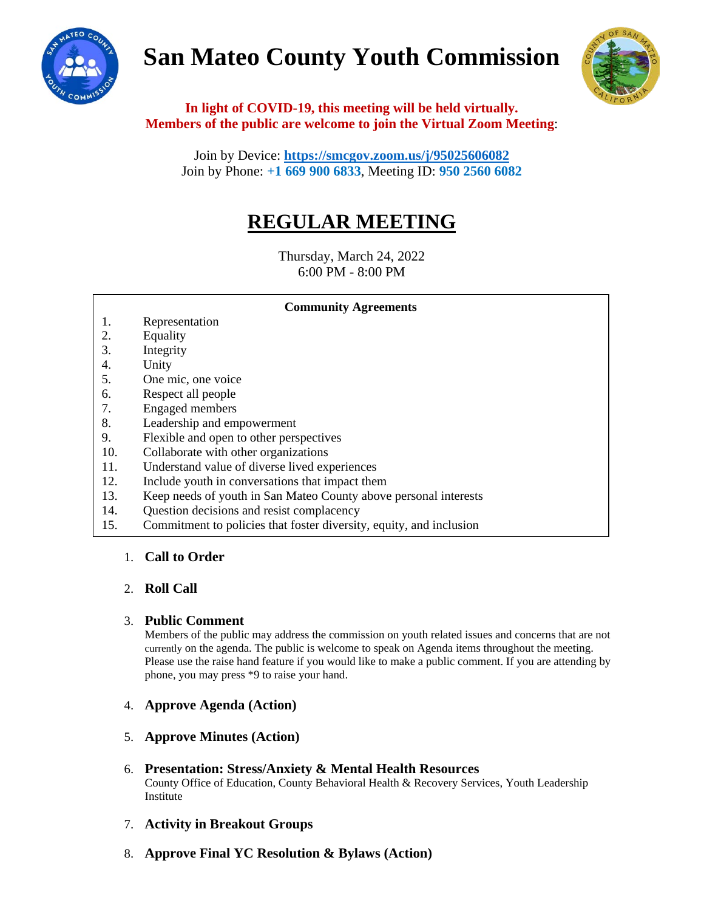# San Mateo County Youth Commission

**In light of COVID-19, this meeting will be held virtually.**
**Members of the public are welcome to join the Virtual Zoom Meeting**:

Join by Device: **https://smcgov.zoom.us/j/95025606082**
Join by Phone: **+1 669 900 6833**, Meeting ID: **950 2560 6082**

## REGULAR MEETING

Thursday, March 24, 2022
6:00 PM - 8:00 PM

**Community Agreements**

1. Representation
2. Equality
3. Integrity
4. Unity
5. One mic, one voice
6. Respect all people
7. Engaged members
8. Leadership and empowerment
9. Flexible and open to other perspectives
10. Collaborate with other organizations
11. Understand value of diverse lived experiences
12. Include youth in conversations that impact them
13. Keep needs of youth in San Mateo County above personal interests
14. Question decisions and resist complacency
15. Commitment to policies that foster diversity, equity, and inclusion

1. **Call to Order**

2. **Roll Call**

3. **Public Comment**
   Members of the public may address the commission on youth related issues and concerns that are not currently on the agenda. The public is welcome to speak on Agenda items throughout the meeting. Please use the raise hand feature if you would like to make a public comment. If you are attending by phone, you may press *9 to raise your hand.

4. **Approve Agenda (Action)**

5. **Approve Minutes (Action)**

6. **Presentation: Stress/Anxiety & Mental Health Resources**
   County Office of Education, County Behavioral Health & Recovery Services, Youth Leadership Institute

7. **Activity in Breakout Groups**

8. **Approve Final YC Resolution & Bylaws (Action)**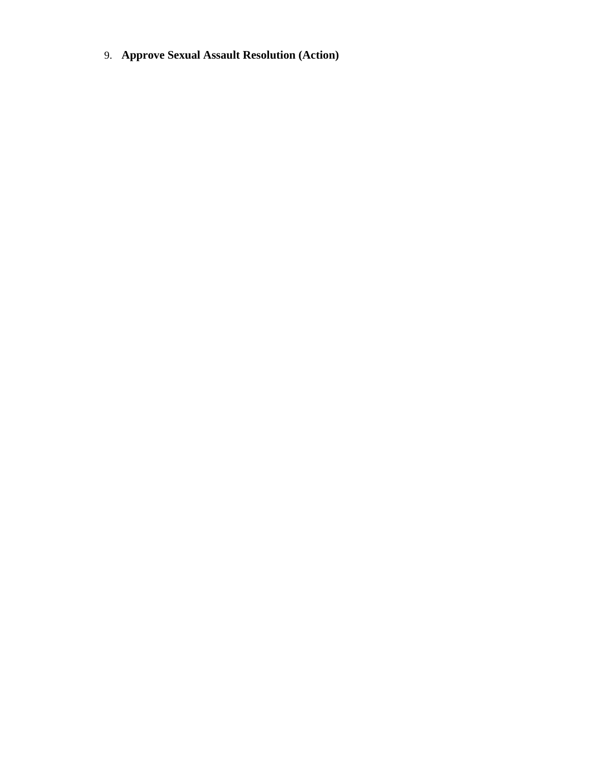9. **Approve Sexual Assault Resolution (Action)**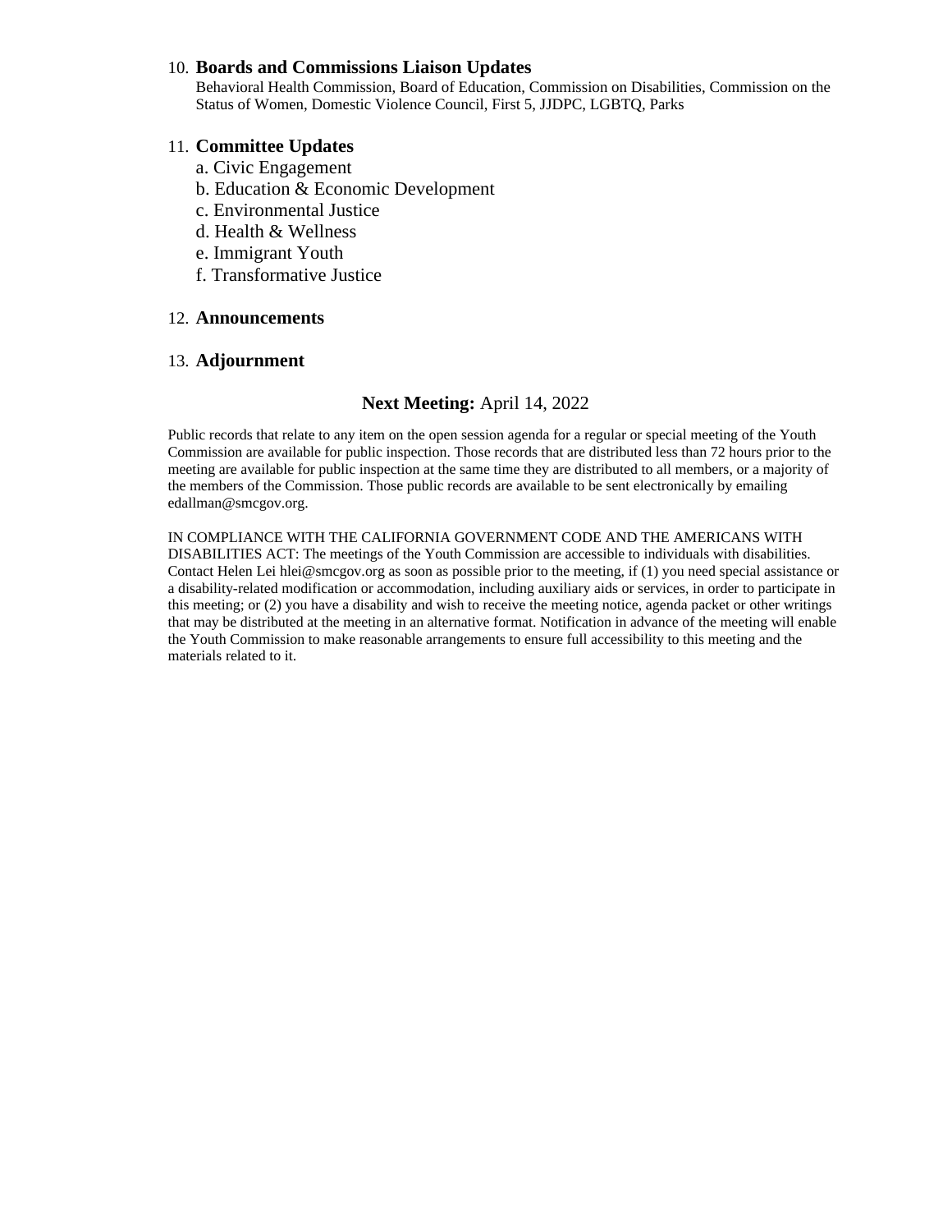10. **Boards and Commissions Liaison Updates**
    Behavioral Health Commission, Board of Education, Commission on Disabilities, Commission on the Status of Women, Domestic Violence Council, First 5, JJDPC, LGBTQ, Parks

11. **Committee Updates**
    a. Civic Engagement
    b. Education & Economic Development
    c. Environmental Justice
    d. Health & Wellness
    e. Immigrant Youth
    f. Transformative Justice

12. **Announcements**

13. **Adjournment**

**Next Meeting:** April 14, 2022

Public records that relate to any item on the open session agenda for a regular or special meeting of the Youth Commission are available for public inspection. Those records that are distributed less than 72 hours prior to the meeting are available for public inspection at the same time they are distributed to all members, or a majority of the members of the Commission. Those public records are available to be sent electronically by emailing edallman@smcgov.org.

IN COMPLIANCE WITH THE CALIFORNIA GOVERNMENT CODE AND THE AMERICANS WITH DISABILITIES ACT: The meetings of the Youth Commission are accessible to individuals with disabilities. Contact Helen Lei hlei@smcgov.org as soon as possible prior to the meeting, if (1) you need special assistance or a disability-related modification or accommodation, including auxiliary aids or services, in order to participate in this meeting; or (2) you have a disability and wish to receive the meeting notice, agenda packet or other writings that may be distributed at the meeting in an alternative format. Notification in advance of the meeting will enable the Youth Commission to make reasonable arrangements to ensure full accessibility to this meeting and the materials related to it.